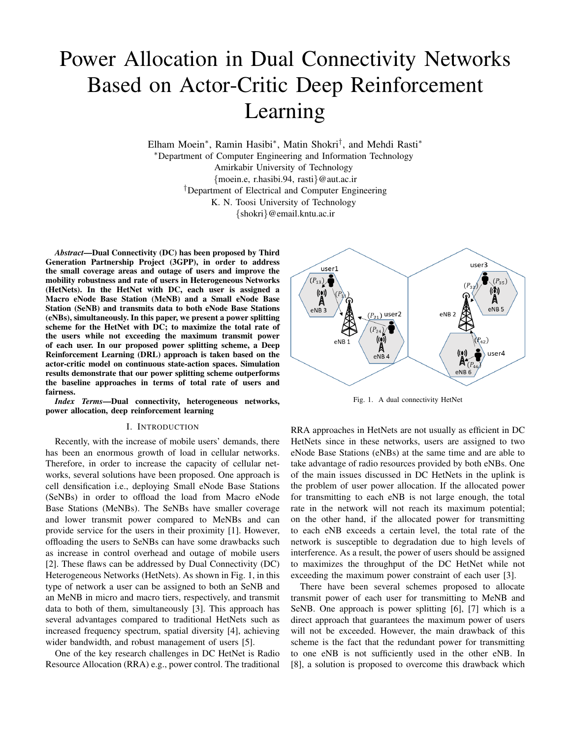# Power Allocation in Dual Connectivity Networks Based on Actor-Critic Deep Reinforcement Learning

Elham Moein[∗], Ramin Hasibi[∗], Matin Shokri[†], and Mehdi Rasti[∗]

[∗]Department of Computer Engineering and Information Technology
Amirkabir University of Technology
{moein.e, r.hasibi.94, rasti}@aut.ac.ir

[†]Department of Electrical and Computer Engineering
K. N. Toosi University of Technology
{shokri}@email.kntu.ac.ir

***Abstract*—Dual Connectivity (DC) has been proposed by Third Generation Partnership Project (3GPP), in order to address the small coverage areas and outage of users and improve the mobility robustness and rate of users in Heterogeneous Networks (HetNets). In the HetNet with DC, each user is assigned a Macro eNode Base Station (MeNB) and a Small eNode Base Station (SeNB) and transmits data to both eNode Base Stations (eNBs), simultaneously. In this paper, we present a power splitting scheme for the HetNet with DC; to maximize the total rate of the users while not exceeding the maximum transmit power of each user. In our proposed power splitting scheme, a Deep Reinforcement Learning (DRL) approach is taken based on the actor-critic model on continuous state-action spaces. Simulation results demonstrate that our power splitting scheme outperforms the baseline approaches in terms of total rate of users and fairness.**

***Index Terms*—Dual connectivity, heterogeneous networks, power allocation, deep reinforcement learning**

## I. Introduction

Recently, with the increase of mobile users' demands, there has been an enormous growth of load in cellular networks. Therefore, in order to increase the capacity of cellular networks, several solutions have been proposed. One approach is cell densification i.e., deploying Small eNode Base Stations (SeNBs) in order to offload the load from Macro eNode Base Stations (MeNBs). The SeNBs have smaller coverage and lower transmit power compared to MeNBs and can provide service for the users in their proximity [1]. However, offloading the users to SeNBs can have some drawbacks such as increase in control overhead and outage of mobile users [2]. These flaws can be addressed by Dual Connectivity (DC) Heterogeneous Networks (HetNets). As shown in Fig. 1, in this type of network a user can be assigned to both an SeNB and an MeNB in micro and macro tiers, respectively, and transmit data to both of them, simultaneously [3]. This approach has several advantages compared to traditional HetNets such as increased frequency spectrum, spatial diversity [4], achieving wider bandwidth, and robust management of users [5].

One of the key research challenges in DC HetNet is Radio Resource Allocation (RRA) e.g., power control. The traditional RRA approaches in HetNets are not usually as efficient in DC HetNets since in these networks, users are assigned to two eNode Base Stations (eNBs) at the same time and are able to take advantage of radio resources provided by both eNBs. One of the main issues discussed in DC HetNets in the uplink is the problem of user power allocation. If the allocated power for transmitting to each eNB is not large enough, the total rate in the network will not reach its maximum potential; on the other hand, if the allocated power for transmitting to each eNB exceeds a certain level, the total rate of the network is susceptible to degradation due to high levels of interference. As a result, the power of users should be assigned to maximizes the throughput of the DC HetNet while not exceeding the maximum power constraint of each user [3].

Fig. 1. A dual connectivity HetNet

There have been several schemes proposed to allocate transmit power of each user for transmitting to MeNB and SeNB. One approach is power splitting [6], [7] which is a direct approach that guarantees the maximum power of users will not be exceeded. However, the main drawback of this scheme is the fact that the redundant power for transmitting to one eNB is not sufficiently used in the other eNB. In [8], a solution is proposed to overcome this drawback which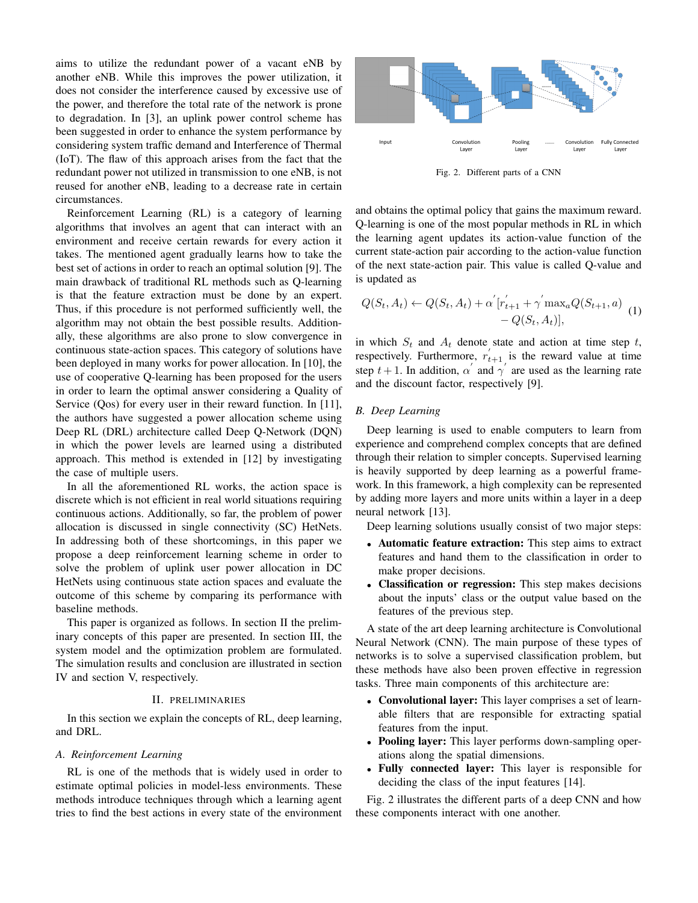aims to utilize the redundant power of a vacant eNB by another eNB. While this improves the power utilization, it does not consider the interference caused by excessive use of the power, and therefore the total rate of the network is prone to degradation. In [3], an uplink power control scheme has been suggested in order to enhance the system performance by considering system traffic demand and Interference of Thermal (IoT). The flaw of this approach arises from the fact that the redundant power not utilized in transmission to one eNB, is not reused for another eNB, leading to a decrease rate in certain circumstances.

Reinforcement Learning (RL) is a category of learning algorithms that involves an agent that can interact with an environment and receive certain rewards for every action it takes. The mentioned agent gradually learns how to take the best set of actions in order to reach an optimal solution [9]. The main drawback of traditional RL methods such as Q-learning is that the feature extraction must be done by an expert. Thus, if this procedure is not performed sufficiently well, the algorithm may not obtain the best possible results. Additionally, these algorithms are also prone to slow convergence in continuous state-action spaces. This category of solutions have been deployed in many works for power allocation. In [10], the use of cooperative Q-learning has been proposed for the users in order to learn the optimal answer considering a Quality of Service (Qos) for every user in their reward function. In [11], the authors have suggested a power allocation scheme using Deep RL (DRL) architecture called Deep Q-Network (DQN) in which the power levels are learned using a distributed approach. This method is extended in [12] by investigating the case of multiple users.

In all the aforementioned RL works, the action space is discrete which is not efficient in real world situations requiring continuous actions. Additionally, so far, the problem of power allocation is discussed in single connectivity (SC) HetNets. In addressing both of these shortcomings, in this paper we propose a deep reinforcement learning scheme in order to solve the problem of uplink user power allocation in DC HetNets using continuous state action spaces and evaluate the outcome of this scheme by comparing its performance with baseline methods.

This paper is organized as follows. In section II the preliminary concepts of this paper are presented. In section III, the system model and the optimization problem are formulated. The simulation results and conclusion are illustrated in section IV and section V, respectively.

## II. Preliminaries

In this section we explain the concepts of RL, deep learning, and DRL.

### A. Reinforcement Learning

RL is one of the methods that is widely used in order to estimate optimal policies in model-less environments. These methods introduce techniques through which a learning agent tries to find the best actions in every state of the environment and obtains the optimal policy that gains the maximum reward. Q-learning is one of the most popular methods in RL in which the learning agent updates its action-value function of the current state-action pair according to the action-value function of the next state-action pair. This value is called Q-value and is updated as

$$Q(S_t, A_t) \leftarrow Q(S_t, A_t) + \alpha^{'}[r^{'}_{t+1} + \gamma^{'} \max_a Q(S_{t+1}, a) - Q(S_t, A_t)], \tag{1}$$

in which $S_t$ and $A_t$ denote state and action at time step $t$, respectively. Furthermore, $r^{'}_{t+1}$ is the reward value at time step $t+1$. In addition, $\alpha^{'}$ and $\gamma^{'}$ are used as the learning rate and the discount factor, respectively [9].

### B. Deep Learning

Deep learning is used to enable computers to learn from experience and comprehend complex concepts that are defined through their relation to simpler concepts. Supervised learning is heavily supported by deep learning as a powerful framework. In this framework, a high complexity can be represented by adding more layers and more units within a layer in a deep neural network [13].

Deep learning solutions usually consist of two major steps:

- **Automatic feature extraction:** This step aims to extract features and hand them to the classification in order to make proper decisions.
- **Classification or regression:** This step makes decisions about the inputs' class or the output value based on the features of the previous step.

A state of the art deep learning architecture is Convolutional Neural Network (CNN). The main purpose of these types of networks is to solve a supervised classification problem, but these methods have also been proven effective in regression tasks. Three main components of this architecture are:

- **Convolutional layer:** This layer comprises a set of learnable filters that are responsible for extracting spatial features from the input.
- **Pooling layer:** This layer performs down-sampling operations along the spatial dimensions.
- **Fully connected layer:** This layer is responsible for deciding the class of the input features [14].

Fig. 2 illustrates the different parts of a deep CNN and how these components interact with one another.

Fig. 2. Different parts of a CNN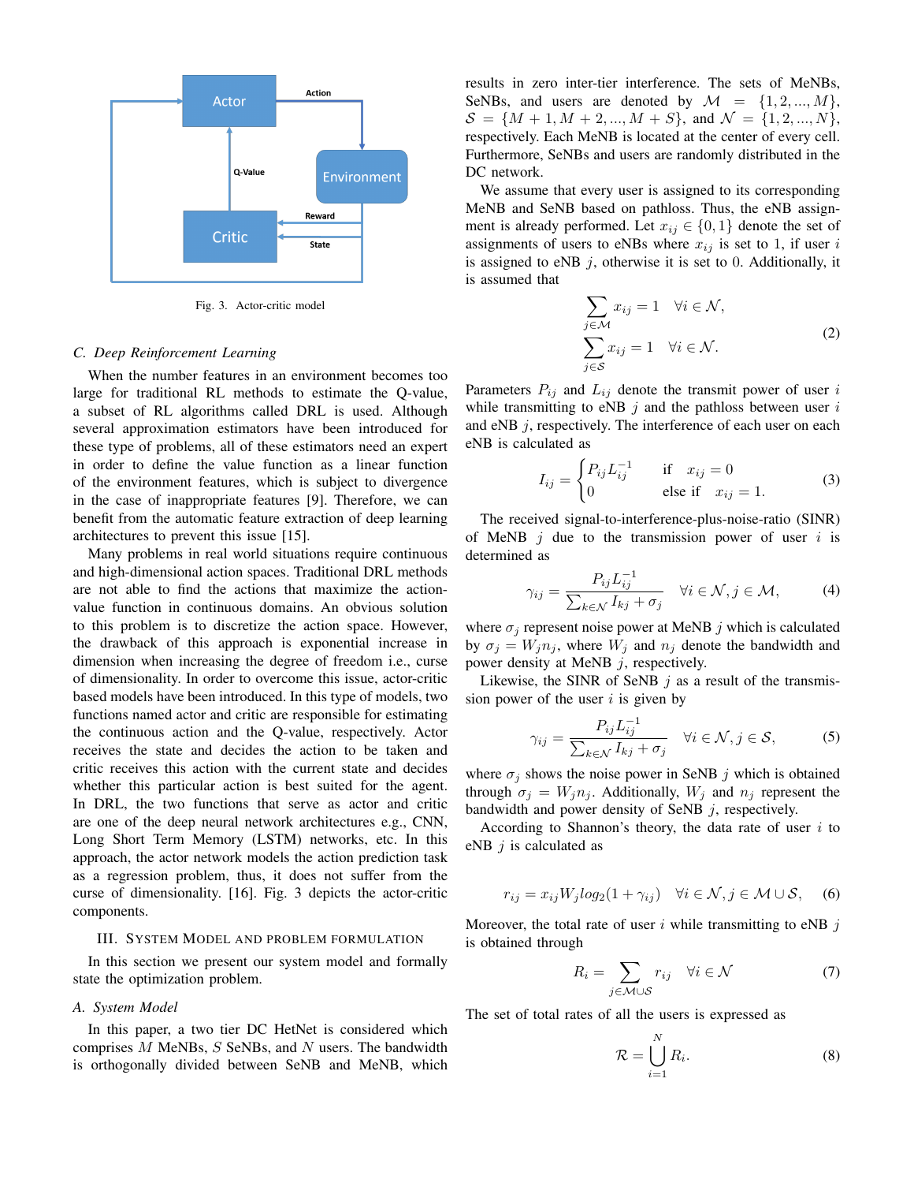Fig. 3. Actor-critic model

### C. Deep Reinforcement Learning

When the number features in an environment becomes too large for traditional RL methods to estimate the Q-value, a subset of RL algorithms called DRL is used. Although several approximation estimators have been introduced for these type of problems, all of these estimators need an expert in order to define the value function as a linear function of the environment features, which is subject to divergence in the case of inappropriate features [9]. Therefore, we can benefit from the automatic feature extraction of deep learning architectures to prevent this issue [15].

Many problems in real world situations require continuous and high-dimensional action spaces. Traditional DRL methods are not able to find the actions that maximize the action-value function in continuous domains. An obvious solution to this problem is to discretize the action space. However, the drawback of this approach is exponential increase in dimension when increasing the degree of freedom i.e., curse of dimensionality. In order to overcome this issue, actor-critic based models have been introduced. In this type of models, two functions named actor and critic are responsible for estimating the continuous action and the Q-value, respectively. Actor receives the state and decides the action to be taken and critic receives this action with the current state and decides whether this particular action is best suited for the agent. In DRL, the two functions that serve as actor and critic are one of the deep neural network architectures e.g., CNN, Long Short Term Memory (LSTM) networks, etc. In this approach, the actor network models the action prediction task as a regression problem, thus, it does not suffer from the curse of dimensionality. [16]. Fig. 3 depicts the actor-critic components.

## III. System Model and Problem Formulation

In this section we present our system model and formally state the optimization problem.

### A. System Model

In this paper, a two tier DC HetNet is considered which comprises $M$ MeNBs, $S$ SeNBs, and $N$ users. The bandwidth is orthogonally divided between SeNB and MeNB, which results in zero inter-tier interference. The sets of MeNBs, SeNBs, and users are denoted by $\mathcal{M} = \{1, 2, ..., M\}$, $\mathcal{S} = \{M+1, M+2, ..., M+S\}$, and $\mathcal{N} = \{1, 2, ..., N\}$, respectively. Each MeNB is located at the center of every cell. Furthermore, SeNBs and users are randomly distributed in the DC network.

We assume that every user is assigned to its corresponding MeNB and SeNB based on pathloss. Thus, the eNB assignment is already performed. Let $x_{ij} \in \{0, 1\}$ denote the set of assignments of users to eNBs where $x_{ij}$ is set to 1, if user $i$ is assigned to eNB $j$, otherwise it is set to 0. Additionally, it is assumed that

$$
\begin{aligned}
\sum_{j \in \mathcal{M}} x_{ij} = 1 \quad \forall i \in \mathcal{N}, \\
\sum_{j \in \mathcal{S}} x_{ij} = 1 \quad \forall i \in \mathcal{N}.
\end{aligned}
\tag{2}
$$

Parameters $P_{ij}$ and $L_{ij}$ denote the transmit power of user $i$ while transmitting to eNB $j$ and the pathloss between user $i$ and eNB $j$, respectively. The interference of each user on each eNB is calculated as

$$
I_{ij} = \begin{cases} P_{ij} L_{ij}^{-1} & \text{if} \quad x_{ij} = 0 \\ 0 & \text{else if} \quad x_{ij} = 1. \end{cases} \tag{3}
$$

The received signal-to-interference-plus-noise-ratio (SINR) of MeNB $j$ due to the transmission power of user $i$ is determined as

$$
\gamma_{ij} = \frac{P_{ij} L_{ij}^{-1}}{\sum_{k \in \mathcal{N}} I_{kj} + \sigma_j} \quad \forall i \in \mathcal{N}, j \in \mathcal{M}, \tag{4}
$$

where $\sigma_j$ represent noise power at MeNB $j$ which is calculated by $\sigma_j = W_j n_j$, where $W_j$ and $n_j$ denote the bandwidth and power density at MeNB $j$, respectively.

Likewise, the SINR of SeNB $j$ as a result of the transmission power of the user $i$ is given by

$$
\gamma_{ij} = \frac{P_{ij} L_{ij}^{-1}}{\sum_{k \in \mathcal{N}} I_{kj} + \sigma_j} \quad \forall i \in \mathcal{N}, j \in \mathcal{S}, \tag{5}
$$

where $\sigma_j$ shows the noise power in SeNB $j$ which is obtained through $\sigma_j = W_j n_j$. Additionally, $W_j$ and $n_j$ represent the bandwidth and power density of SeNB $j$, respectively.

According to Shannon's theory, the data rate of user $i$ to eNB $j$ is calculated as

$$
r_{ij} = x_{ij} W_j log_2(1 + \gamma_{ij}) \quad \forall i \in \mathcal{N}, j \in \mathcal{M} \cup \mathcal{S}, \tag{6}
$$

Moreover, the total rate of user $i$ while transmitting to eNB $j$ is obtained through

$$
R_i = \sum_{j \in \mathcal{M} \cup \mathcal{S}} r_{ij} \quad \forall i \in \mathcal{N} \tag{7}
$$

The set of total rates of all the users is expressed as

$$
\mathcal{R} = \bigcup_{i=1}^{N} R_i. \tag{8}
$$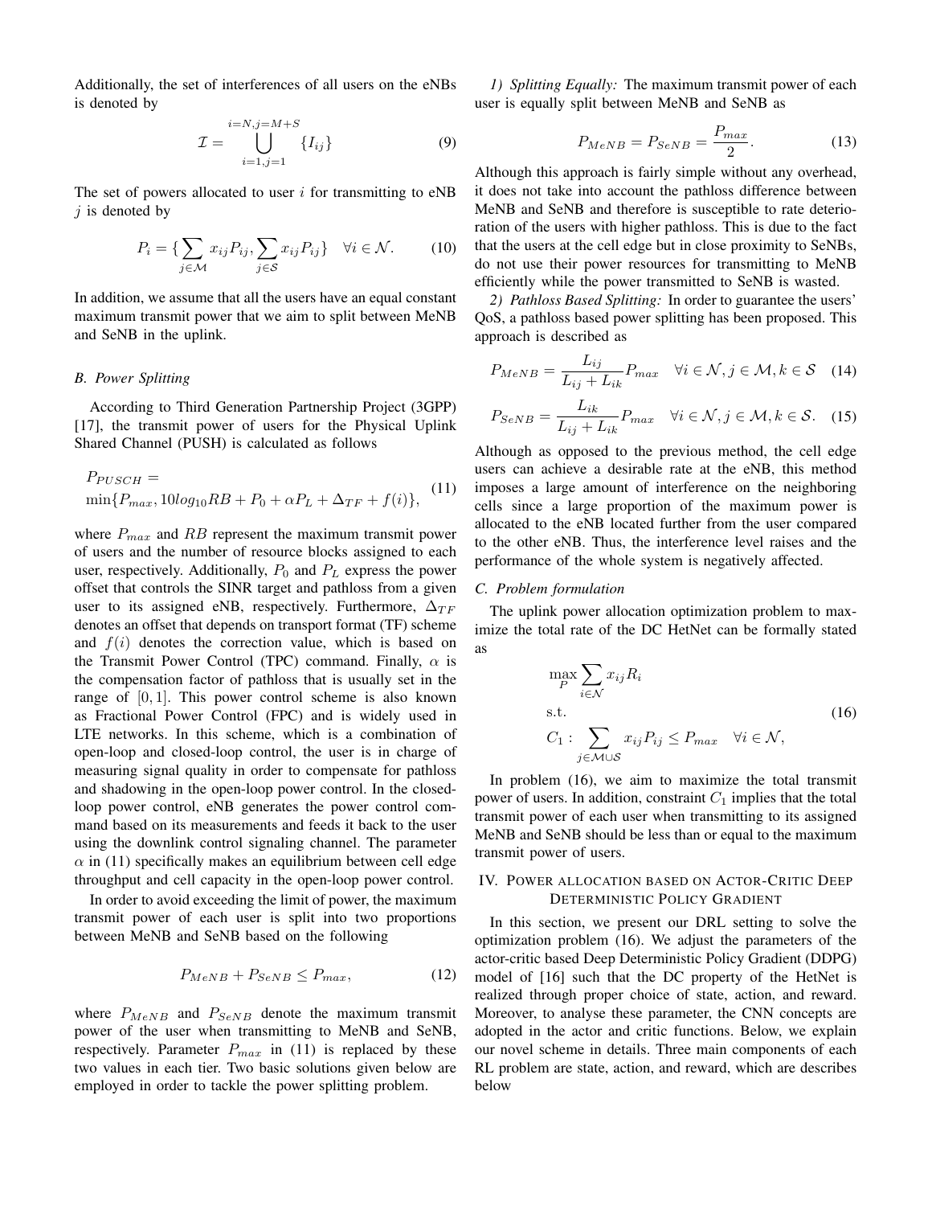Additionally, the set of interferences of all users on the eNBs is denoted by

$$\mathcal{I} = \bigcup_{i=1,j=1}^{i=N,j=M+S} \{I_{ij}\} \tag{9}$$

The set of powers allocated to user $i$ for transmitting to eNB $j$ is denoted by

$$P_i = \{\sum_{j\in\mathcal{M}} x_{ij}P_{ij}, \sum_{j\in\mathcal{S}} x_{ij}P_{ij}\} \quad \forall i \in \mathcal{N}. \tag{10}$$

In addition, we assume that all the users have an equal constant maximum transmit power that we aim to split between MeNB and SeNB in the uplink.

### *B. Power Splitting*

According to Third Generation Partnership Project (3GPP) [17], the transmit power of users for the Physical Uplink Shared Channel (PUSH) is calculated as follows

$$\begin{aligned} &P_{PUSCH} = \\ &\min\{P_{max}, 10log_{10}RB + P_0 + \alpha P_L + \Delta_{TF} + f(i)\}, \end{aligned} \tag{11}$$

where $P_{max}$ and $RB$ represent the maximum transmit power of users and the number of resource blocks assigned to each user, respectively. Additionally, $P_0$ and $P_L$ express the power offset that controls the SINR target and pathloss from a given user to its assigned eNB, respectively. Furthermore, $\Delta_{TF}$ denotes an offset that depends on transport format (TF) scheme and $f(i)$ denotes the correction value, which is based on the Transmit Power Control (TPC) command. Finally, $\alpha$ is the compensation factor of pathloss that is usually set in the range of $[0, 1]$. This power control scheme is also known as Fractional Power Control (FPC) and is widely used in LTE networks. In this scheme, which is a combination of open-loop and closed-loop control, the user is in charge of measuring signal quality in order to compensate for pathloss and shadowing in the open-loop power control. In the closed-loop power control, eNB generates the power control command based on its measurements and feeds it back to the user using the downlink control signaling channel. The parameter $\alpha$ in (11) specifically makes an equilibrium between cell edge throughput and cell capacity in the open-loop power control.

In order to avoid exceeding the limit of power, the maximum transmit power of each user is split into two proportions between MeNB and SeNB based on the following

$$P_{MeNB} + P_{SeNB} \leq P_{max}, \tag{12}$$

where $P_{MeNB}$ and $P_{SeNB}$ denote the maximum transmit power of the user when transmitting to MeNB and SeNB, respectively. Parameter $P_{max}$ in (11) is replaced by these two values in each tier. Two basic solutions given below are employed in order to tackle the power splitting problem.

*1) Splitting Equally:* The maximum transmit power of each user is equally split between MeNB and SeNB as

$$P_{MeNB} = P_{SeNB} = \frac{P_{max}}{2}. \tag{13}$$

Although this approach is fairly simple without any overhead, it does not take into account the pathloss difference between MeNB and SeNB and therefore is susceptible to rate deterioration of the users with higher pathloss. This is due to the fact that the users at the cell edge but in close proximity to SeNBs, do not use their power resources for transmitting to MeNB efficiently while the power transmitted to SeNB is wasted.

*2) Pathloss Based Splitting:* In order to guarantee the users' QoS, a pathloss based power splitting has been proposed. This approach is described as

$$P_{MeNB} = \frac{L_{ij}}{L_{ij} + L_{ik}} P_{max} \quad \forall i \in \mathcal{N}, j \in \mathcal{M}, k \in \mathcal{S} \tag{14}$$

$$P_{SeNB} = \frac{L_{ik}}{L_{ij} + L_{ik}} P_{max} \quad \forall i \in \mathcal{N}, j \in \mathcal{M}, k \in \mathcal{S}. \tag{15}$$

Although as opposed to the previous method, the cell edge users can achieve a desirable rate at the eNB, this method imposes a large amount of interference on the neighboring cells since a large proportion of the maximum power is allocated to the eNB located further from the user compared to the other eNB. Thus, the interference level raises and the performance of the whole system is negatively affected.

### *C. Problem formulation*

The uplink power allocation optimization problem to maximize the total rate of the DC HetNet can be formally stated as

$$\begin{aligned} &\max_{P} \sum_{i\in\mathcal{N}} x_{ij}R_i \\ &\text{s.t.} \\ &C_1: \sum_{j\in\mathcal{M}\cup\mathcal{S}} x_{ij}P_{ij} \leq P_{max} \quad \forall i \in \mathcal{N}, \end{aligned} \tag{16}$$

In problem (16), we aim to maximize the total transmit power of users. In addition, constraint $C_1$ implies that the total transmit power of each user when transmitting to its assigned MeNB and SeNB should be less than or equal to the maximum transmit power of users.

## IV. Power allocation based on Actor-Critic Deep Deterministic Policy Gradient

In this section, we present our DRL setting to solve the optimization problem (16). We adjust the parameters of the actor-critic based Deep Deterministic Policy Gradient (DDPG) model of [16] such that the DC property of the HetNet is realized through proper choice of state, action, and reward. Moreover, to analyse these parameter, the CNN concepts are adopted in the actor and critic functions. Below, we explain our novel scheme in details. Three main components of each RL problem are state, action, and reward, which are describes below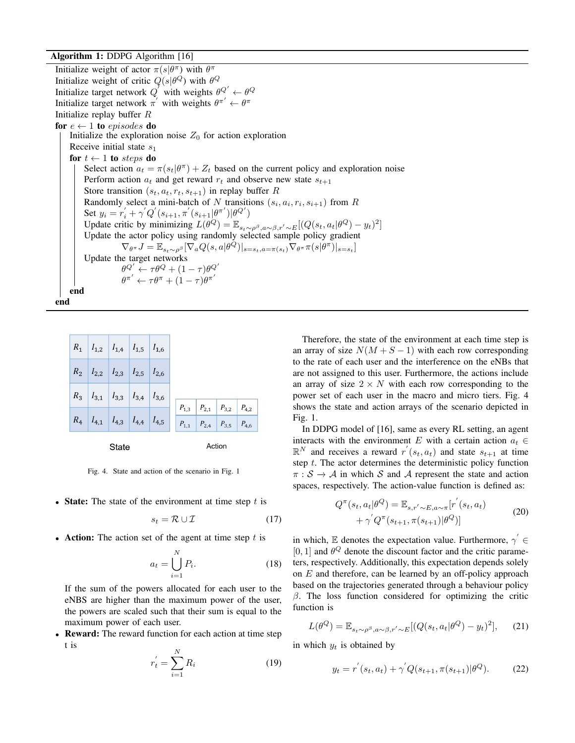**Algorithm 1:** DDPG Algorithm [16]

```
Initialize weight of actor π(s|θ^π) with θ^π
Initialize weight of critic Q(s|θ^Q) with θ^Q
Initialize target network Q' with weights θ^Q' ← θ^Q
Initialize target network π' with weights θ^π' ← θ^π
Initialize replay buffer R
for e ← 1 to episodes do
    Initialize the exploration noise Z_0 for action exploration
    Receive initial state s_1
    for t ← 1 to steps do
        Select action a_t = π(s_t|θ^π) + Z_t based on the current policy and exploration noise
        Perform action a_t and get reward r_t and observe new state s_{t+1}
        Store transition (s_t, a_t, r_t, s_{t+1}) in replay buffer R
        Randomly select a mini-batch of N transitions (s_i, a_i, r_i, s_{i+1}) from R
        Set y_i = r'_i + γ' Q'(s_{i+1}, π'(s_{i+1}|θ^π')|θ^Q')
        Update critic by minimizing L(θ^Q) = E_{s_t∼ρ^β, a∼β, r'∼E}[(Q(s_t, a_t|θ^Q) − y_t)^2]
        Update the actor policy using randomly selected sample policy gradient
            ∇_{θ^π} J = E_{s_t∼ρ^β}[∇_a Q(s, a|θ^Q)|_{s=s_t, a=π(s_t)} ∇_{θ^π} π(s|θ^π)|_{s=s_t}]
        Update the target networks
            θ^Q' ← τθ^Q + (1 − τ)θ^Q'
            θ^π' ← τθ^π + (1 − τ)θ^π'
    end
end
```

**State**

| $R_1$ | $I_{1,2}$ | $I_{1,4}$ | $I_{1,5}$ | $I_{1,6}$ |
|---|---|---|---|---|
| $R_2$ | $I_{2,2}$ | $I_{2,3}$ | $I_{2,5}$ | $I_{2,6}$ |
| $R_3$ | $I_{3,1}$ | $I_{3,3}$ | $I_{3,4}$ | $I_{3,6}$ |
| $R_4$ | $I_{4,1}$ | $I_{4,3}$ | $I_{4,4}$ | $I_{4,5}$ |

**Action**

| $P_{1,3}$ | $P_{2,1}$ | $P_{3,2}$ | $P_{4,2}$ |
|---|---|---|---|
| $P_{1,1}$ | $P_{2,4}$ | $P_{3,5}$ | $P_{4,6}$ |

Fig. 4. State and action of the scenario in Fig. 1

- **State:** The state of the environment at time step $t$ is

$$s_t = \mathcal{R} \cup \mathcal{I} \tag{17}$$

- **Action:** The action set of the agent at time step $t$ is

$$a_t = \bigcup_{i=1}^{N} P_i. \tag{18}$$

  If the sum of the powers allocated for each user to the eNBS are higher than the maximum power of the user, the powers are scaled such that their sum is equal to the maximum power of each user.

- **Reward:** The reward function for each action at time step t is

$$r_t^{'} = \sum_{i=1}^{N} R_i \tag{19}$$

Therefore, the state of the environment at each time step is an array of size $N(M + S - 1)$ with each row corresponding to the rate of each user and the interference on the eNBs that are not assigned to this user. Furthermore, the actions include an array of size $2 \times N$ with each row corresponding to the power set of each user in the macro and micro tiers. Fig. 4 shows the state and action arrays of the scenario depicted in Fig. 1.

In DDPG model of [16], same as every RL setting, an agent interacts with the environment $E$ with a certain action $a_t \in \mathbb{R}^N$ and receives a reward $r^{'}(s_t, a_t)$ and state $s_{t+1}$ at time step $t$. The actor determines the deterministic policy function $\pi : \mathcal{S} \rightarrow \mathcal{A}$ in which $\mathcal{S}$ and $\mathcal{A}$ represent the state and action spaces, respectively. The action-value function is defined as:

$$Q^{\pi}(s_t, a_t|\theta^Q) = \mathbb{E}_{s, r^{'} \sim E, a \sim \pi}[r^{'}(s_t, a_t) + \gamma^{'} Q^{\pi}(s_{t+1}, \pi(s_{t+1})|\theta^Q)] \tag{20}$$

in which, $\mathbb{E}$ denotes the expectation value. Furthermore, $\gamma^{'} \in [0, 1]$ and $\theta^Q$ denote the discount factor and the critic parameters, respectively. Additionally, this expectation depends solely on $E$ and therefore, can be learned by an off-policy approach based on the trajectories generated through a behaviour policy $\beta$. The loss function considered for optimizing the critic function is

$$L(\theta^Q) = \mathbb{E}_{s_t \sim \rho^{\beta}, a \sim \beta, r^{'} \sim E}[(Q(s_t, a_t|\theta^Q) - y_t)^2], \tag{21}$$

in which $y_t$ is obtained by

$$y_t = r^{'}(s_t, a_t) + \gamma^{'} Q(s_{t+1}, \pi(s_{t+1})|\theta^Q). \tag{22}$$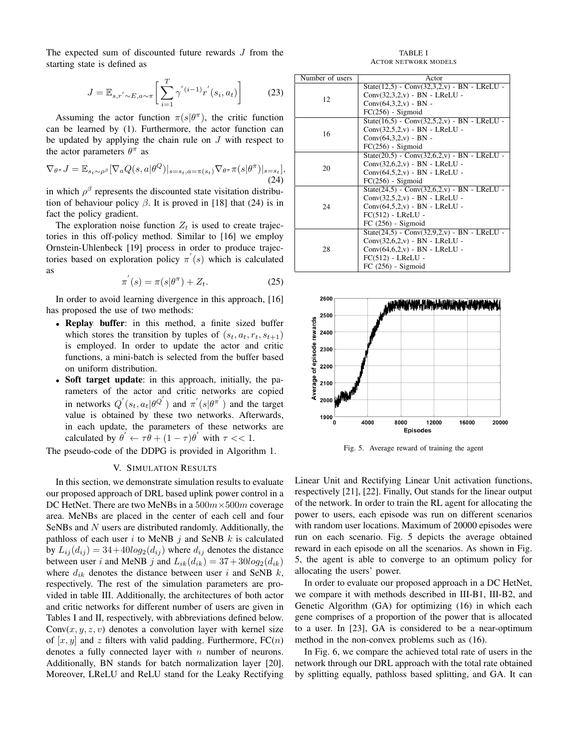The expected sum of discounted future rewards $J$ from the starting state is defined as

$$J = \mathbb{E}_{s,r' \sim E, a \sim \pi}\left[\sum_{i=1}^{T} \gamma^{'(i-1)} r^{'}(s_i, a_t)\right] \tag{23}$$

Assuming the actor function $\pi(s|\theta^{\pi})$, the critic function can be learned by (1). Furthermore, the actor function can be updated by applying the chain rule on $J$ with respect to the actor parameters $\theta^{\pi}$ as

$$\nabla_{\theta^{\pi}} J = \mathbb{E}_{s_t \sim \rho^{\beta}}[\nabla_a Q(s, a|\theta^Q)|_{s=s_t, a=\pi(s_t)} \nabla_{\theta^{\pi}} \pi(s|\theta^{\pi})|_{s=s_t}], \tag{24}$$

in which $\rho^{\beta}$ represents the discounted state visitation distribution of behaviour policy $\beta$. It is proved in [18] that (24) is in fact the policy gradient.

The exploration noise function $Z_t$ is used to create trajectories in this off-policy method. Similar to [16] we employ Ornstein-Uhlenbeck [19] process in order to produce trajectories based on exploration policy $\pi^{'}(s)$ which is calculated as

$$\pi^{'}(s) = \pi(s|\theta^{\pi}) + Z_t. \tag{25}$$

In order to avoid learning divergence in this approach, [16] has proposed the use of two methods:

- **Replay buffer**: in this method, a finite sized buffer which stores the transition by tuples of $(s_t, a_t, r_t, s_{t+1})$ is employed. In order to update the actor and critic functions, a mini-batch is selected from the buffer based on uniform distribution.
- **Soft target update**: in this approach, initially, the parameters of the actor and critic networks are copied in networks $Q^{'}(s_t, a_t|\theta^{Q^{'}})$ and $\pi^{'}(s|\theta^{\pi^{'}})$ and the target value is obtained by these two networks. Afterwards, in each update, the parameters of these networks are calculated by $\theta^{'} \leftarrow \tau\theta + (1-\tau)\theta^{'}$ with $\tau << 1$.

The pseudo-code of the DDPG is provided in Algorithm 1.

## V. Simulation Results

In this section, we demonstrate simulation results to evaluate our proposed approach of DRL based uplink power control in a DC HetNet. There are two MeNBs in a $500m \times 500m$ coverage area. MeNBs are placed in the center of each cell and four SeNBs and $N$ users are distributed randomly. Additionally, the pathloss of each user $i$ to MeNB $j$ and SeNB $k$ is calculated by $L_{ij}(d_{ij}) = 34 + 40log_2(d_{ij})$ where $d_{ij}$ denotes the distance between user $i$ and MeNB $j$ and $L_{ik}(d_{ik}) = 37 + 30log_2(d_{ik})$ where $d_{ik}$ denotes the distance between user $i$ and SeNB $k$, respectively. The rest of the simulation parameters are provided in table III. Additionally, the architectures of both actor and critic networks for different number of users are given in Tables I and II, respectively, with abbreviations defined below. Conv$(x, y, z, v)$ denotes a convolution layer with kernel size of $[x, y]$ and $z$ filters with valid padding. Furthermore, FC$(n)$ denotes a fully connected layer with $n$ number of neurons. Additionally, BN stands for batch normalization layer [20]. Moreover, LReLU and ReLU stand for the Leaky Rectifying Linear Unit and Rectifying Linear Unit activation functions, respectively [21], [22]. Finally, Out stands for the linear output of the network. In order to train the RL agent for allocating the power to users, each episode was run on different scenarios with random user locations. Maximum of 20000 episodes were run on each scenario. Fig. 5 depicts the average obtained reward in each episode on all the scenarios. As shown in Fig. 5, the agent is able to converge to an optimum policy for allocating the users' power.

In order to evaluate our proposed approach in a DC HetNet, we compare it with methods described in III-B1, III-B2, and Genetic Algorithm (GA) for optimizing (16) in which each gene comprises of a proportion of the power that is allocated to a user. In [23], GA is considered to be a near-optimum method in the non-convex problems such as (16).

In Fig. 6, we compare the achieved total rate of users in the network through our DRL approach with the total rate obtained by splitting equally, pathloss based splitting, and GA. It can

TABLE I
Actor network models

| Number of users | Actor |
|---|---|
| 12 | State(12,5) - Conv(32,3,2,v) - BN - LReLU - Conv(32,3,2,v) - BN - LReLU - Conv(64,3,2,v) - BN - FC(256) - Sigmoid |
| 16 | State(16,5) - Conv(32,5,2,v) - BN - LReLU - Conv(32,5,2,v) - BN - LReLU - Conv(64,3,2,v) - BN - FC(256) - Sigmoid |
| 20 | State(20,5) - Conv(32,6,2,v) - BN - LReLU - Conv(32,6,2,v) - BN - LReLU - Conv(64,5,2,v) - BN - LReLU - FC(256) - Sigmoid |
| 24 | State(24,5) - Conv(32,6,2,v) - BN - LReLU - Conv(32,5,2,v) - BN - LReLU - Conv(64,5,2,v) - BN - LReLU - FC(512) - LReLU - FC (256) - Sigmoid |
| 28 | State(24,5) - Conv(32,9,2,v) - BN - LReLU - Conv(32,6,2,v) - BN - LReLU - Conv(64,6,2,v) - BN - LReLU - FC(512) - LReLU - FC (256) - Sigmoid |

Fig. 5. Average reward of training the agent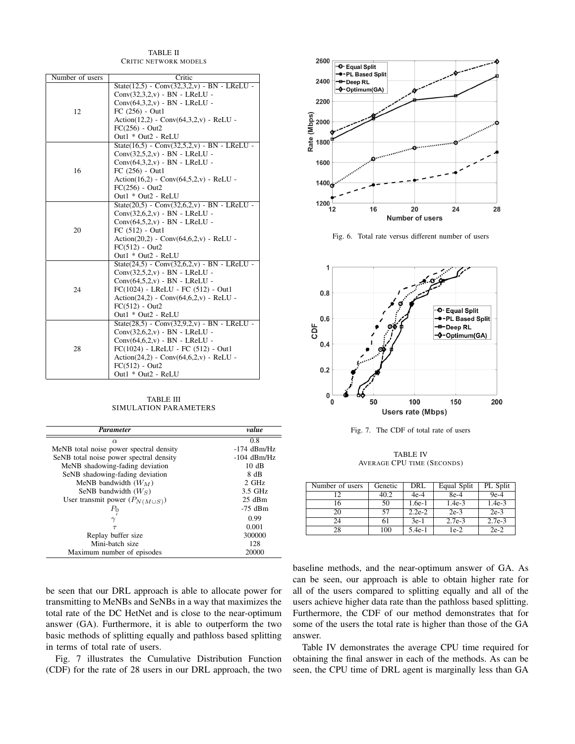TABLE II
CRITIC NETWORK MODELS

| Number of users | Critic |
|---|---|
| 12 | State(12,5) - Conv(32,3,2,v) - BN - LReLU - Conv(32,3,2,v) - BN - LReLU - Conv(64,3,2,v) - BN - LReLU - FC (256) - Out1 Action(12,2) - Conv(64,3,2,v) - ReLU - FC(256) - Out2 Out1 * Out2 - ReLU |
| 16 | State(16,5) - Conv(32,5,2,v) - BN - LReLU - Conv(32,5,2,v) - BN - LReLU - Conv(64,3,2,v) - BN - LReLU - FC (256) - Out1 Action(16,2) - Conv(64,5,2,v) - ReLU - FC(256) - Out2 Out1 * Out2 - ReLU |
| 20 | State(20,5) - Conv(32,6,2,v) - BN - LReLU - Conv(32,6,2,v) - BN - LReLU - Conv(64,5,2,v) - BN - LReLU - FC (512) - Out1 Action(20,2) - Conv(64,6,2,v) - ReLU - FC(512) - Out2 Out1 * Out2 - ReLU |
| 24 | State(24,5) - Conv(32,6,2,v) - BN - LReLU - Conv(32,5,2,v) - BN - LReLU - Conv(64,5,2,v) - BN - LReLU - FC(1024) - LReLU - FC (512) - Out1 Action(24,2) - Conv(64,6,2,v) - ReLU - FC(512) - Out2 Out1 * Out2 - ReLU |
| 28 | State(28,5) - Conv(32,9,2,v) - BN - LReLU - Conv(32,6,2,v) - BN - LReLU - Conv(64,6,2,v) - BN - LReLU - FC(1024) - LReLU - FC (512) - Out1 Action(24,2) - Conv(64,6,2,v) - ReLU - FC(512) - Out2 Out1 * Out2 - ReLU |

TABLE III
SIMULATION PARAMETERS

| *Parameter* | *value* |
|---|---|
| $\alpha$ | 0.8 |
| MeNB total noise power spectral density | -174 dBm/Hz |
| SeNB total noise power spectral density | -104 dBm/Hz |
| MeNB shadowing-fading deviation | 10 dB |
| SeNB shadowing-fading deviation | 8 dB |
| MeNB bandwidth ($W_M$) | 2 GHz |
| SeNB bandwidth ($W_S$) | 3.5 GHz |
| User transmit power ($P_{N(M \cup S)}$) | 25 dBm |
| $P_0$ | -75 dBm |
| $\gamma$ | 0.99 |
| $\tau$ | 0.001 |
| Replay buffer size | 300000 |
| Mini-batch size | 128 |
| Maximum number of episodes | 20000 |

be seen that our DRL approach is able to allocate power for transmitting to MeNBs and SeNBs in a way that maximizes the total rate of the DC HetNet and is close to the near-optimum answer (GA). Furthermore, it is able to outperform the two basic methods of splitting equally and pathloss based splitting in terms of total rate of users.

Fig. 7 illustrates the Cumulative Distribution Function (CDF) for the rate of 28 users in our DRL approach, the two baseline methods, and the near-optimum answer of GA. As can be seen, our approach is able to obtain higher rate for all of the users compared to splitting equally and all of the users achieve higher data rate than the pathloss based splitting. Furthermore, the CDF of our method demonstrates that for some of the users the total rate is higher than those of the GA answer.

Table IV demonstrates the average CPU time required for obtaining the final answer in each of the methods. As can be seen, the CPU time of DRL agent is marginally less than GA

Fig. 6. Total rate versus different number of users

Fig. 7. The CDF of total rate of users

TABLE IV
AVERAGE CPU TIME (SECONDS)

| Number of users | Genetic | DRL | Equal Split | PL Split |
|---|---|---|---|---|
| 12 | 40.2 | 4e-4 | 8e-4 | 9e-4 |
| 16 | 50 | 1.6e-1 | 1.4e-3 | 1.4e-3 |
| 20 | 57 | 2.2e-2 | 2e-3 | 2e-3 |
| 24 | 61 | 3e-1 | 2.7e-3 | 2.7e-3 |
| 28 | 100 | 5.4e-1 | 1e-2 | 2e-2 |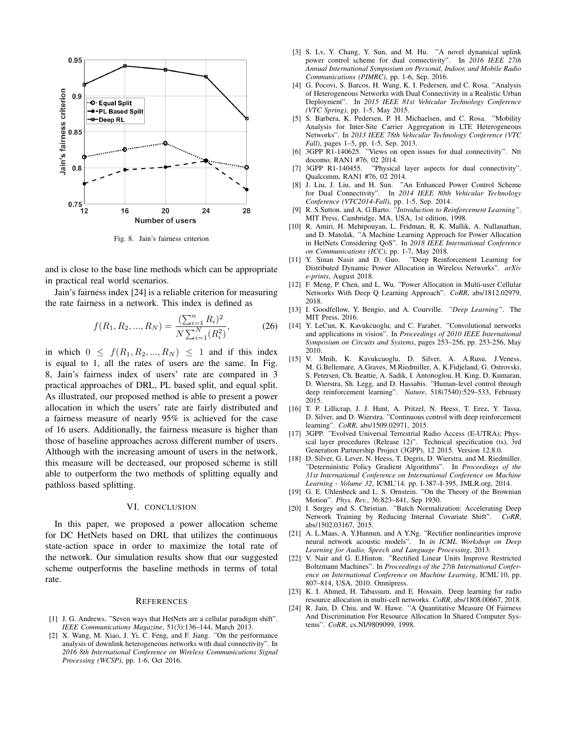0.95

0.9

0.85

0.8

0.75

12 16 20 24 28

Number of users

Jain's fairness criterion

Equal Split

PL Based Split

Deep RL

Fig. 8. Jain's fairness criterion

and is close to the base line methods which can be appropriate in practical real world scenarios.

Jain's fairness index [24] is a reliable criterion for measuring the rate fairness in a network. This index is defined as

$$f(R_1, R_2, ..., R_N) = \frac{(\sum_{i=1}^{n} R_i)^2}{N \sum_{i=1}^{N}(R_i^2)}, \tag{26}$$

in which $0 \leq f(R_1, R_2, ..., R_N) \leq 1$ and if this index is equal to 1, all the rates of users are the same. In Fig. 8, Jain's fairness index of users' rate are compared in 3 practical approaches of DRL, PL based split, and equal split. As illustrated, our proposed method is able to present a power allocation in which the users' rate are fairly distributed and a fairness measure of nearly 95% is achieved for the case of 16 users. Additionally, the fairness measure is higher than those of baseline approaches across different number of users. Although with the increasing amount of users in the network, this measure will be decreased, our proposed scheme is still able to outperform the two methods of splitting equally and pathloss based splitting.

## VI. Conclusion

In this paper, we proposed a power allocation scheme for DC HetNets based on DRL that utilizes the continuous state-action space in order to maximize the total rate of the network. Our simulation results show that our suggested scheme outperforms the baseline methods in terms of total rate.

## References

[1] J. G. Andrews. "Seven ways that HetNets are a cellular paradigm shift". *IEEE Communications Magazine*, 51(3):136–144, March 2013.

[2] X. Wang, M. Xiao, J. Yi, C. Feng, and F. Jiang. "On the performance analysis of downlink heterogeneous networks with dual connectivity". In *2016 8th International Conference on Wireless Communications Signal Processing (WCSP)*, pp. 1-6, Oct 2016.

[3] S. Lv, Y. Chang, Y. Sun, and M. Hu. "A novel dynamical uplink power control scheme for dual connectivity". In *2016 IEEE 27th Annual International Symposium on Personal, Indoor, and Mobile Radio Communications (PIMRC)*, pp. 1-6, Sep. 2016.

[4] G. Pocovi, S. Barcos, H. Wang, K. I. Pedersen, and C. Rosa. "Analysis of Heterogeneous Networks with Dual Connectivity in a Realistic Urban Deployment". In *2015 IEEE 81st Vehicular Technology Conference (VTC Spring)*, pp. 1-5, May 2015.

[5] S. Barbera, K. Pedersen, P. H. Michaelsen, and C. Rosa. "Mobility Analysis for Inter-Site Carrier Aggregation in LTE Heterogeneous Networks". In *2013 IEEE 78th Vehicular Technology Conference (VTC Fall)*, pages 1–5, pp. 1-5, Sep. 2013.

[6] 3GPP R1-140625. "Views on open issues for dual connectivity". Ntt docomo, RAN1 #76, 02 2014.

[7] 3GPP R1-140455. "Physical layer aspects for dual connectivity". Qualcomm, RAN1 #76, 02 2014.

[8] J. Liu, J. Liu, and H. Sun. "An Enhanced Power Control Scheme for Dual Connectivity". In *2014 IEEE 80th Vehicular Technology Conference (VTC2014-Fall)*, pp. 1-5, Sep. 2014.

[9] R. S.Sutton. and A. G.Barto. *"Introduction to Reinforcement Learning"*. MIT Press, Cambridge, MA, USA, 1st edition, 1998.

[10] R. Amiri, H. Mehrpouyan, L. Fridman, R. K. Mallik, A. Nallanathan, and D. Matolak. "A Machine Learning Approach for Power Allocation in HetNets Considering QoS". In *2018 IEEE International Conference on Communications (ICC)*, pp. 1-7, May 2018.

[11] Y. Sinan Nasir and D. Guo. "Deep Reinforcement Learning for Distributed Dynamic Power Allocation in Wireless Networks". *arXiv e-prints*, August 2018.

[12] F. Meng, P. Chen, and L. Wu. "Power Allocation in Multi-user Cellular Networks With Deep Q Learning Approach". *CoRR*, abs/1812.02979, 2018.

[13] I. Goodfellow, Y. Bengio, and A. Courville. *"Deep Learning"*. The MIT Press, 2016.

[14] Y. LeCun, K. Kavukcuoglu, and C. Farabet. "Convolutional networks and applications in vision". In *Proceedings of 2010 IEEE International Symposium on Circuits and Systems*, pages 253–256, pp. 253-256, May 2010.

[15] V. Mnih, K. Kavukcuoglu, D. Silver, A. A.Rusu, J.Veness, M. G.Bellemare, A.Graves, M.Riedmiller, A. K.Fidjeland, G. Ostrovski, S. Petersen, Ch. Beattie, A. Sadik, I. Antonoglou, H. King, D. Kumaran, D. Wierstra, Sh. Legg, and D. Hassabis. "Human-level control through deep reinforcement learning". *Nature*, 518(7540):529–533, February 2015.

[16] T. P. Lillicrap, J. J. Hunt, A. Pritzel, N. Heess, T. Erez, Y. Tassa, D. Silver, and D. Wierstra. "Continuous control with deep reinforcement learning". *CoRR*, abs/1509.02971, 2015.

[17] 3GPP. "Evolved Universal Terrestrial Radio Access (E-UTRA); Physical layer procedures (Release 12)". Technical specification (ts), 3rd Generation Partnership Project (3GPP), 12 2015. Version 12.8.0.

[18] D. Silver, G. Lever, N. Heess, T. Degris, D. Wierstra, and M. Riedmiller. "Deterministic Policy Gradient Algorithms". In *Proceedings of the 31st International Conference on International Conference on Machine Learning - Volume 32*, ICML'14. pp. I-387–I-395, JMLR.org, 2014.

[19] G. E. Uhlenbeck and L. S. Ornstein. "On the Theory of the Brownian Motion". *Phys. Rev.*, 36:823–841, Sep 1930.

[20] I. Sergey and S. Christian. "Batch Normalization: Accelerating Deep Network Training by Reducing Internal Covariate Shift". *CoRR*, abs/1502.03167, 2015.

[21] A. L.Maas, A. Y.Hannun, and A Y.Ng. "Rectifier nonlinearities improve neural network acoustic models". In *in ICML Workshop on Deep Learning for Audio, Speech and Language Processing*, 2013.

[22] V. Nair and G. E.Hinton. "Rectified Linear Units Improve Restricted Boltzmann Machines". In *Proceedings of the 27th International Conference on International Conference on Machine Learning*, ICML'10, pp. 807–814, USA, 2010. Omnipress.

[23] K. I. Ahmed, H. Tabassum, and E. Hossain. Deep learning for radio resource allocation in multi-cell networks. *CoRR*, abs/1808.00667, 2018.

[24] R. Jain, D. Chiu, and W. Hawe. "A Quantitative Measure Of Fairness And Discrimination For Resource Allocation In Shared Computer Systems". *CoRR*, cs.NI/9809099, 1998.